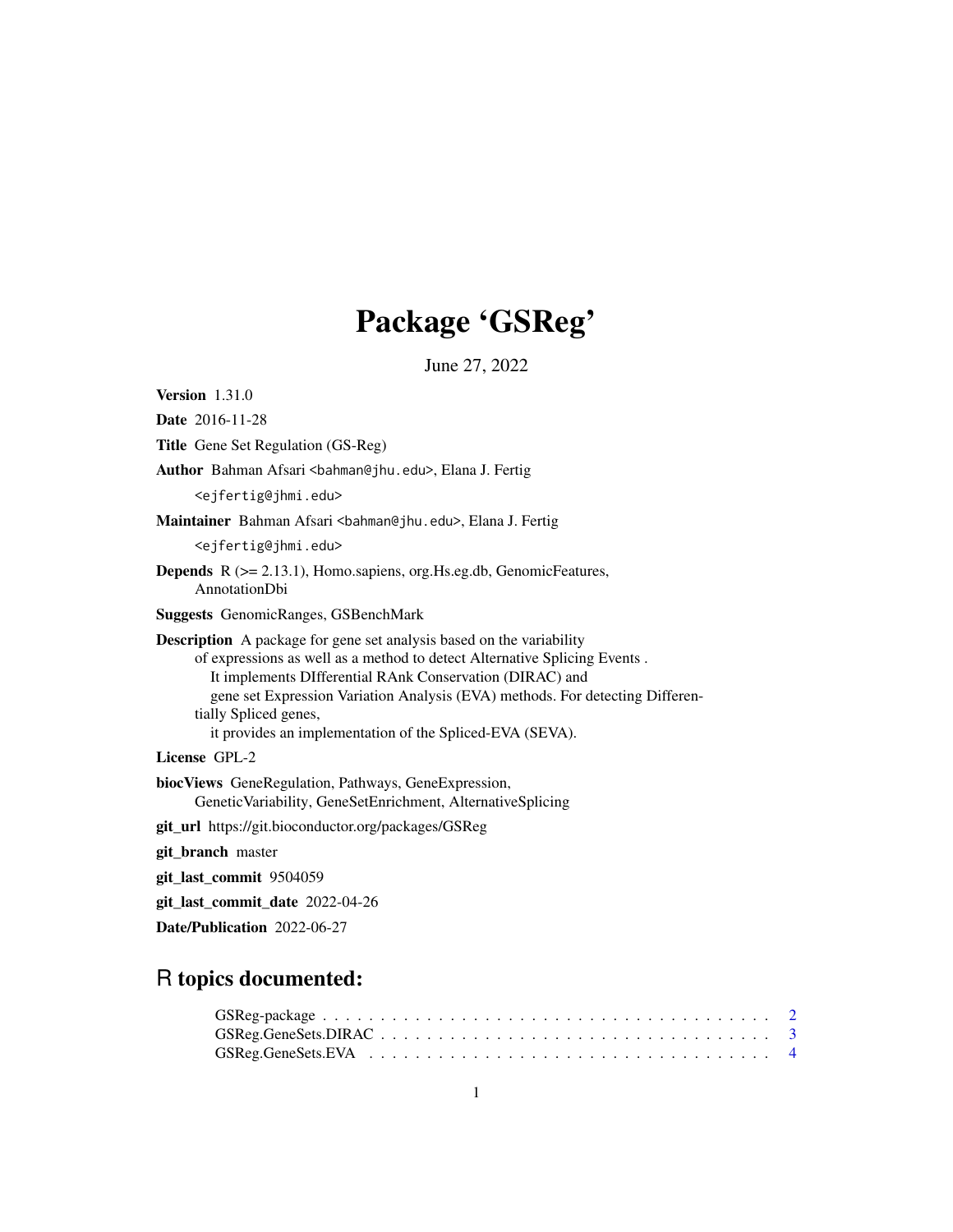# Package 'GSReg'

June 27, 2022

**Version** 1.31.0

**Date** 2016-11-28

**Title** Gene Set Regulation (GS-Reg)

**Author** Bahman Afsari <bahman@jhu.edu>, Elana J. Fertig <ejfertig@jhmi.edu>

**Maintainer** Bahman Afsari <bahman@jhu.edu>, Elana J. Fertig <ejfertig@jhmi.edu>

**Depends** R (>= 2.13.1), Homo.sapiens, org.Hs.eg.db, GenomicFeatures, AnnotationDbi

**Suggests** GenomicRanges, GSBenchMark

**Description** A package for gene set analysis based on the variability of expressions as well as a method to detect Alternative Splicing Events . It implements DIfferential RAnk Conservation (DIRAC) and gene set Expression Variation Analysis (EVA) methods. For detecting Differentially Spliced genes, it provides an implementation of the Spliced-EVA (SEVA).

**License** GPL-2

**biocViews** GeneRegulation, Pathways, GeneExpression, GeneticVariability, GeneSetEnrichment, AlternativeSplicing

**git_url** https://git.bioconductor.org/packages/GSReg

**git_branch** master

**git_last_commit** 9504059

**git_last_commit_date** 2022-04-26

**Date/Publication** 2022-06-27

## R topics documented:

- GSReg-package . . . . . . . . . . . . . . . . . . . . . . . . . . . . . . . . . . . . . . 2
- GSReg.GeneSets.DIRAC . . . . . . . . . . . . . . . . . . . . . . . . . . . . . . . . . . 3
- GSReg.GeneSets.EVA . . . . . . . . . . . . . . . . . . . . . . . . . . . . . . . . . . . 4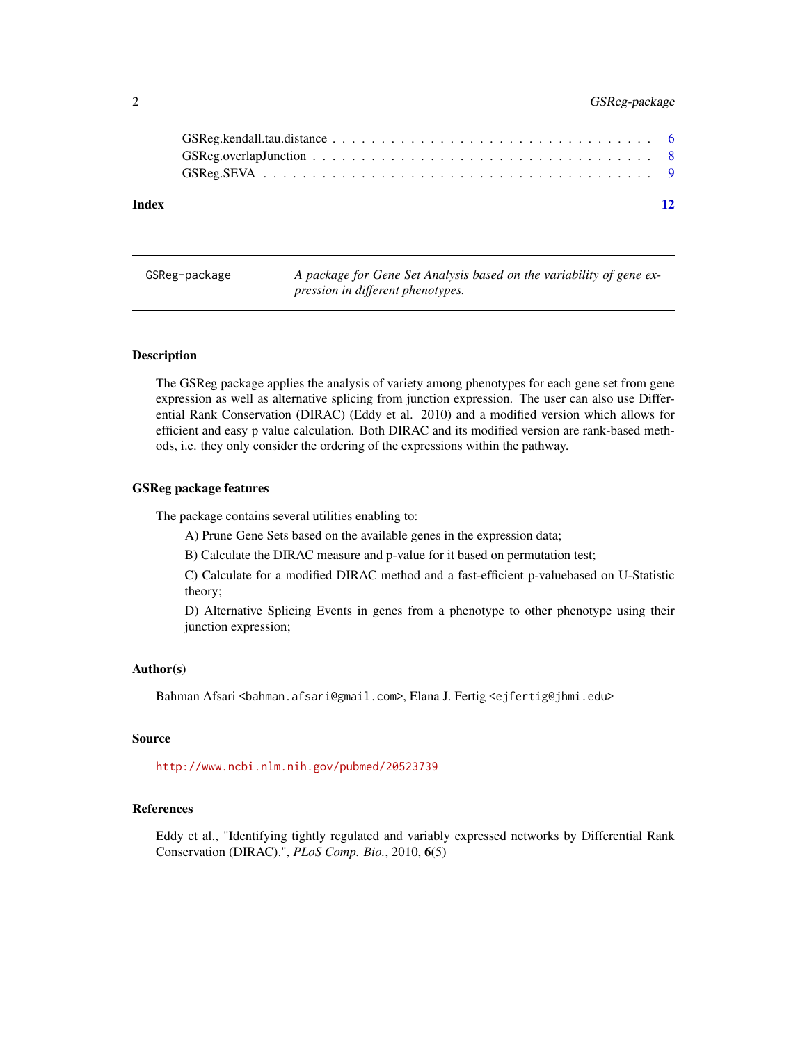GSReg.kendall.tau.distance . . . . . . . . . . . . . . . . . . . . . . . . . . . . . . . 6
GSReg.overlapJunction . . . . . . . . . . . . . . . . . . . . . . . . . . . . . . . . . 8
GSReg.SEVA . . . . . . . . . . . . . . . . . . . . . . . . . . . . . . . . . . . . . . 9

**Index** **12**

---

GSReg-package — *A package for Gene Set Analysis based on the variability of gene expression in different phenotypes.*

---

### Description

The GSReg package applies the analysis of variety among phenotypes for each gene set from gene expression as well as alternative splicing from junction expression. The user can also use Differential Rank Conservation (DIRAC) (Eddy et al. 2010) and a modified version which allows for efficient and easy p value calculation. Both DIRAC and its modified version are rank-based methods, i.e. they only consider the ordering of the expressions within the pathway.

### GSReg package features

The package contains several utilities enabling to:

A) Prune Gene Sets based on the available genes in the expression data;

B) Calculate the DIRAC measure and p-value for it based on permutation test;

C) Calculate for a modified DIRAC method and a fast-efficient p-valuebased on U-Statistic theory;

D) Alternative Splicing Events in genes from a phenotype to other phenotype using their junction expression;

### Author(s)

Bahman Afsari <bahman.afsari@gmail.com>, Elana J. Fertig <ejfertig@jhmi.edu>

### Source

http://www.ncbi.nlm.nih.gov/pubmed/20523739

### References

Eddy et al., "Identifying tightly regulated and variably expressed networks by Differential Rank Conservation (DIRAC).", *PLoS Comp. Bio.*, 2010, **6**(5)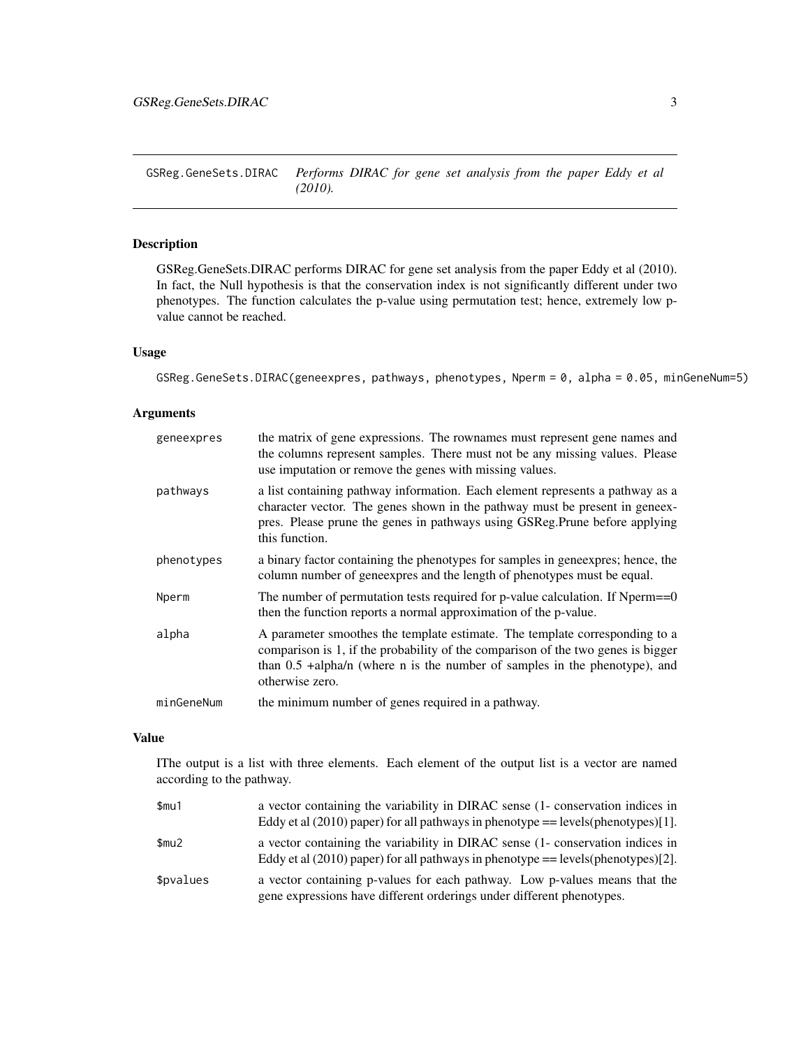## GSReg.GeneSets.DIRAC — *Performs DIRAC for gene set analysis from the paper Eddy et al (2010).*

### Description

GSReg.GeneSets.DIRAC performs DIRAC for gene set analysis from the paper Eddy et al (2010). In fact, the Null hypothesis is that the conservation index is not significantly different under two phenotypes. The function calculates the p-value using permutation test; hence, extremely low p-value cannot be reached.

### Usage

```
GSReg.GeneSets.DIRAC(geneexpres, pathways, phenotypes, Nperm = 0, alpha = 0.05, minGeneNum=5)
```

### Arguments

| | |
|---|---|
| `geneexpres` | the matrix of gene expressions. The rownames must represent gene names and the columns represent samples. There must not be any missing values. Please use imputation or remove the genes with missing values. |
| `pathways` | a list containing pathway information. Each element represents a pathway as a character vector. The genes shown in the pathway must be present in geneexpres. Please prune the genes in pathways using GSReg.Prune before applying this function. |
| `phenotypes` | a binary factor containing the phenotypes for samples in geneexpres; hence, the column number of geneexpres and the length of phenotypes must be equal. |
| `Nperm` | The number of permutation tests required for p-value calculation. If Nperm==0 then the function reports a normal approximation of the p-value. |
| `alpha` | A parameter smoothes the template estimate. The template corresponding to a comparison is 1, if the probability of the comparison of the two genes is bigger than 0.5 +alpha/n (where n is the number of samples in the phenotype), and otherwise zero. |
| `minGeneNum` | the minimum number of genes required in a pathway. |

### Value

IThe output is a list with three elements. Each element of the output list is a vector are named according to the pathway.

| | |
|---|---|
| `$mu1` | a vector containing the variability in DIRAC sense (1- conservation indices in Eddy et al (2010) paper) for all pathways in phenotype == levels(phenotypes)[1]. |
| `$mu2` | a vector containing the variability in DIRAC sense (1- conservation indices in Eddy et al (2010) paper) for all pathways in phenotype == levels(phenotypes)[2]. |
| `$pvalues` | a vector containing p-values for each pathway. Low p-values means that the gene expressions have different orderings under different phenotypes. |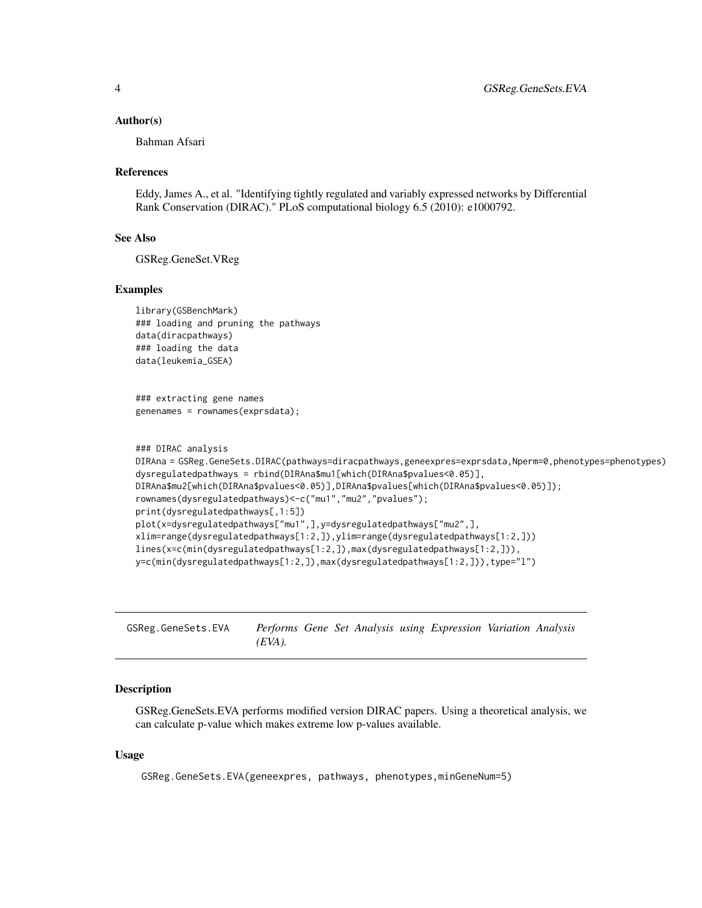### Author(s)

Bahman Afsari

### References

Eddy, James A., et al. "Identifying tightly regulated and variably expressed networks by Differential Rank Conservation (DIRAC)." PLoS computational biology 6.5 (2010): e1000792.

### See Also

GSReg.GeneSet.VReg

### Examples

```
library(GSBenchMark)
### loading and pruning the pathways
data(diracpathways)
### loading the data
data(leukemia_GSEA)


### extracting gene names
genenames = rownames(exprsdata);


### DIRAC analysis
DIRAna = GSReg.GeneSets.DIRAC(pathways=diracpathways,geneexpres=exprsdata,Nperm=0,phenotypes=phenotypes)
dysregulatedpathways = rbind(DIRAna$mu1[which(DIRAna$pvalues<0.05)],
DIRAna$mu2[which(DIRAna$pvalues<0.05)],DIRAna$pvalues[which(DIRAna$pvalues<0.05)]);
rownames(dysregulatedpathways)<-c("mu1","mu2","pvalues");
print(dysregulatedpathways[,1:5])
plot(x=dysregulatedpathways["mu1",],y=dysregulatedpathways["mu2",],
xlim=range(dysregulatedpathways[1:2,]),ylim=range(dysregulatedpathways[1:2,]))
lines(x=c(min(dysregulatedpathways[1:2,]),max(dysregulatedpathways[1:2,])),
y=c(min(dysregulatedpathways[1:2,]),max(dysregulatedpathways[1:2,])),type="l")
```

---

## GSReg.GeneSets.EVA — *Performs Gene Set Analysis using Expression Variation Analysis (EVA).*

### Description

GSReg.GeneSets.EVA performs modified version DIRAC papers. Using a theoretical analysis, we can calculate p-value which makes extreme low p-values available.

### Usage

```
GSReg.GeneSets.EVA(geneexpres, pathways, phenotypes,minGeneNum=5)
```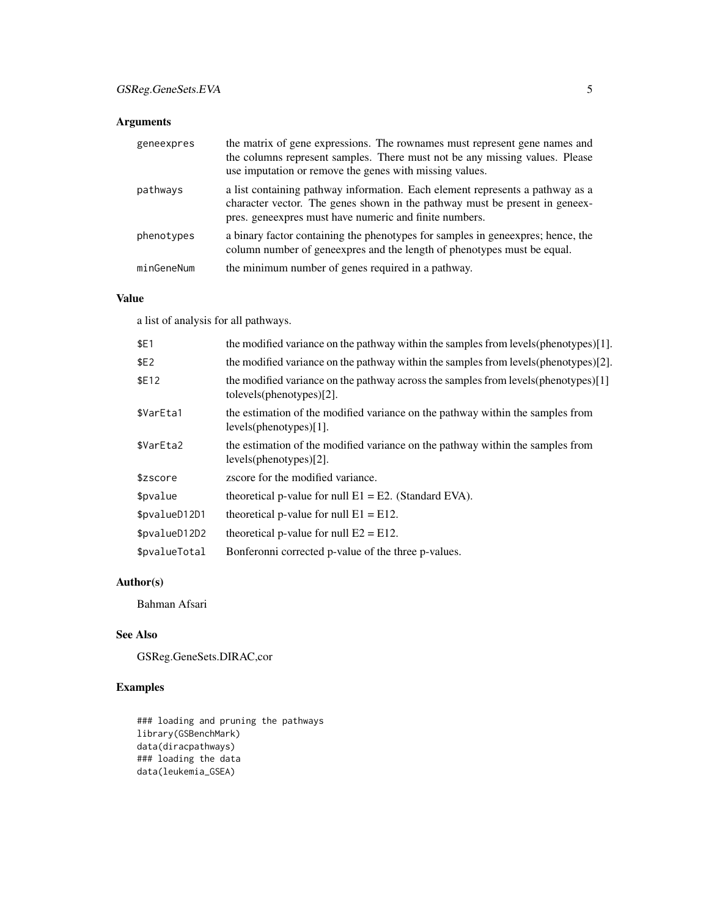## Arguments

| | |
|---|---|
| geneexpres | the matrix of gene expressions. The rownames must represent gene names and the columns represent samples. There must not be any missing values. Please use imputation or remove the genes with missing values. |
| pathways | a list containing pathway information. Each element represents a pathway as a character vector. The genes shown in the pathway must be present in geneexpres. geneexpres must have numeric and finite numbers. |
| phenotypes | a binary factor containing the phenotypes for samples in geneexpres; hence, the column number of geneexpres and the length of phenotypes must be equal. |
| minGeneNum | the minimum number of genes required in a pathway. |

## Value

a list of analysis for all pathways.

| | |
|---|---|
| $E1 | the modified variance on the pathway within the samples from levels(phenotypes)[1]. |
| $E2 | the modified variance on the pathway within the samples from levels(phenotypes)[2]. |
| $E12 | the modified variance on the pathway across the samples from levels(phenotypes)[1] tolevels(phenotypes)[2]. |
| $VarEta1 | the estimation of the modified variance on the pathway within the samples from levels(phenotypes)[1]. |
| $VarEta2 | the estimation of the modified variance on the pathway within the samples from levels(phenotypes)[2]. |
| $zscore | zscore for the modified variance. |
| $pvalue | theoretical p-value for null E1 = E2. (Standard EVA). |
| $pvalueD12D1 | theoretical p-value for null E1 = E12. |
| $pvalueD12D2 | theoretical p-value for null E2 = E12. |
| $pvalueTotal | Bonferonni corrected p-value of the three p-values. |

## Author(s)

Bahman Afsari

## See Also

GSReg.GeneSets.DIRAC,cor

## Examples

```
### loading and pruning the pathways
library(GSBenchMark)
data(diracpathways)
### loading the data
data(leukemia_GSEA)
```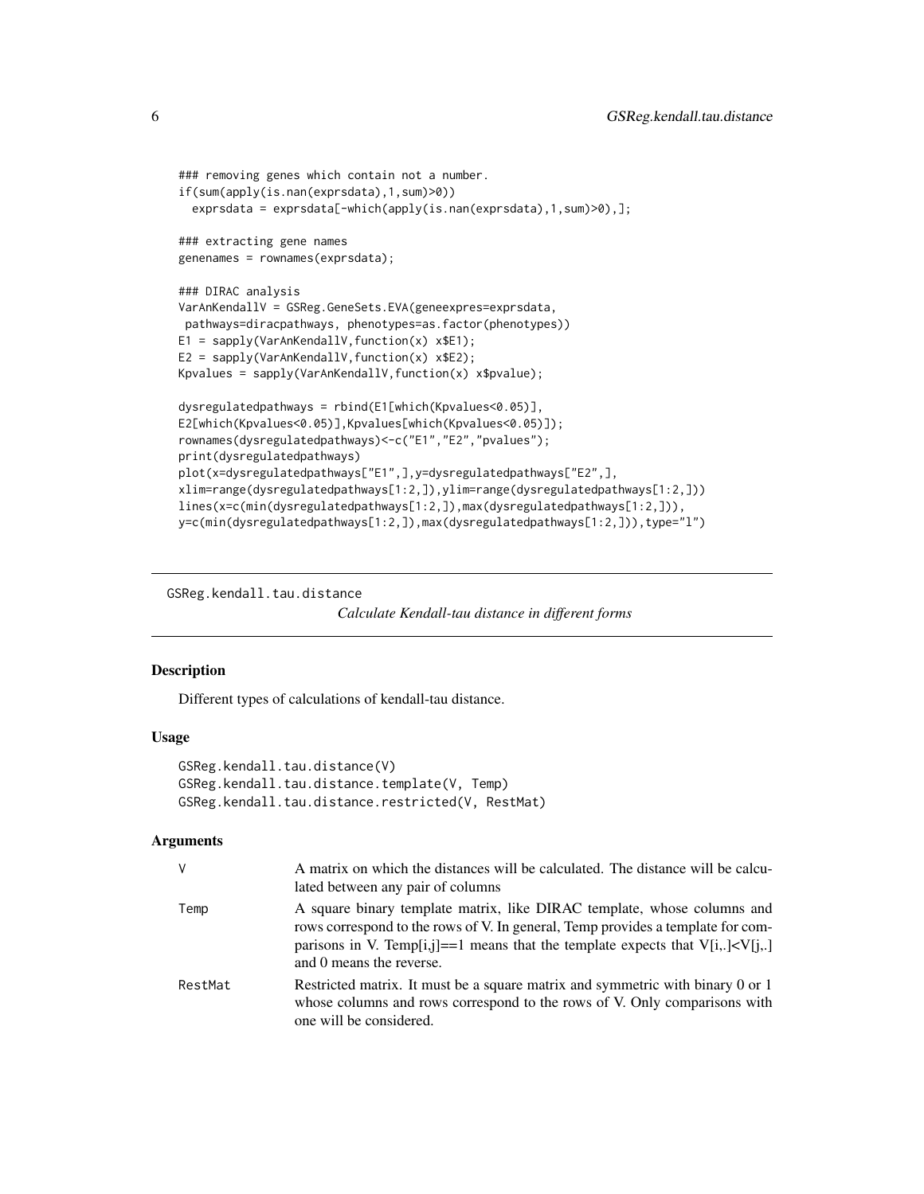```
### removing genes which contain not a number.
if(sum(apply(is.nan(exprsdata),1,sum)>0))
  exprsdata = exprsdata[-which(apply(is.nan(exprsdata),1,sum)>0),];

### extracting gene names
genenames = rownames(exprsdata);

### DIRAC analysis
VarAnKendallV = GSReg.GeneSets.EVA(geneexpres=exprsdata,
 pathways=diracpathways, phenotypes=as.factor(phenotypes))
E1 = sapply(VarAnKendallV,function(x) x$E1);
E2 = sapply(VarAnKendallV,function(x) x$E2);
Kpvalues = sapply(VarAnKendallV,function(x) x$pvalue);

dysregulatedpathways = rbind(E1[which(Kpvalues<0.05)],
E2[which(Kpvalues<0.05)],Kpvalues[which(Kpvalues<0.05)]);
rownames(dysregulatedpathways)<-c("E1","E2","pvalues");
print(dysregulatedpathways)
plot(x=dysregulatedpathways["E1",],y=dysregulatedpathways["E2",],
xlim=range(dysregulatedpathways[1:2,]),ylim=range(dysregulatedpathways[1:2,]))
lines(x=c(min(dysregulatedpathways[1:2,]),max(dysregulatedpathways[1:2,])),
y=c(min(dysregulatedpathways[1:2,]),max(dysregulatedpathways[1:2,])),type="l")
```

## GSReg.kendall.tau.distance

*Calculate Kendall-tau distance in different forms*

### Description

Different types of calculations of kendall-tau distance.

### Usage

```
GSReg.kendall.tau.distance(V)
GSReg.kendall.tau.distance.template(V, Temp)
GSReg.kendall.tau.distance.restricted(V, RestMat)
```

### Arguments

| | |
|---|---|
| V | A matrix on which the distances will be calculated. The distance will be calculated between any pair of columns |
| Temp | A square binary template matrix, like DIRAC template, whose columns and rows correspond to the rows of V. In general, Temp provides a template for comparisons in V. Temp[i,j]==1 means that the template expects that V[i,.]<V[j,.] and 0 means the reverse. |
| RestMat | Restricted matrix. It must be a square matrix and symmetric with binary 0 or 1 whose columns and rows correspond to the rows of V. Only comparisons with one will be considered. |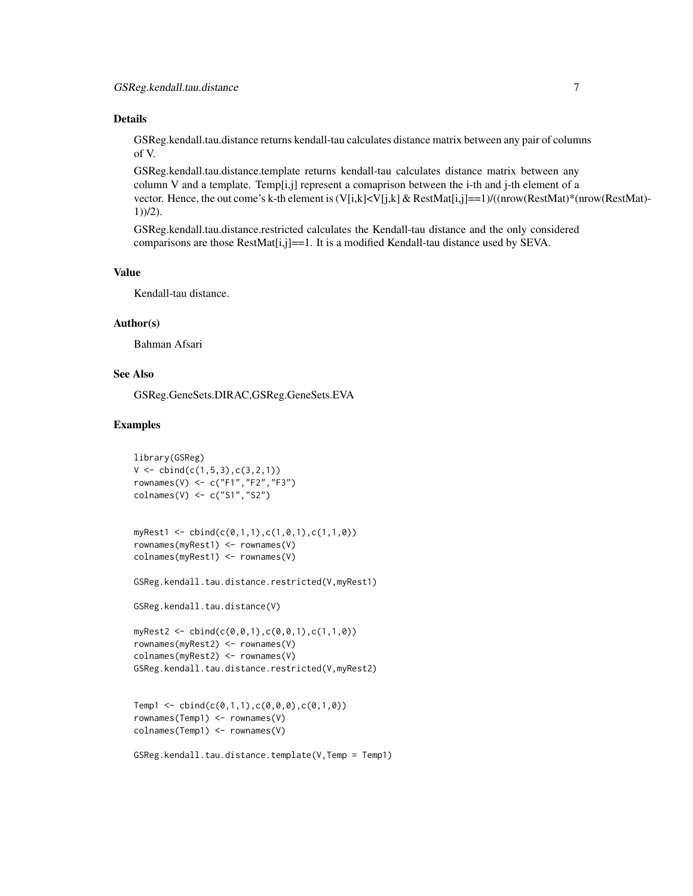## Details

GSReg.kendall.tau.distance returns kendall-tau calculates distance matrix between any pair of columns of V.

GSReg.kendall.tau.distance.template returns kendall-tau calculates distance matrix between any column V and a template. Temp[i,j] represent a comaprison between the i-th and j-th element of a vector. Hence, the out come's k-th element is (V[i,k]<V[j,k] & RestMat[i,j]==1)/((nrow(RestMat)*(nrow(RestMat)-1))/2).

GSReg.kendall.tau.distance.restricted calculates the Kendall-tau distance and the only considered comparisons are those RestMat[i,j]==1. It is a modified Kendall-tau distance used by SEVA.

## Value

Kendall-tau distance.

## Author(s)

Bahman Afsari

## See Also

GSReg.GeneSets.DIRAC,GSReg.GeneSets.EVA

## Examples

```
library(GSReg)
V <- cbind(c(1,5,3),c(3,2,1))
rownames(V) <- c("F1","F2","F3")
colnames(V) <- c("S1","S2")


myRest1 <- cbind(c(0,1,1),c(1,0,1),c(1,1,0))
rownames(myRest1) <- rownames(V)
colnames(myRest1) <- rownames(V)

GSReg.kendall.tau.distance.restricted(V,myRest1)

GSReg.kendall.tau.distance(V)

myRest2 <- cbind(c(0,0,1),c(0,0,1),c(1,1,0))
rownames(myRest2) <- rownames(V)
colnames(myRest2) <- rownames(V)
GSReg.kendall.tau.distance.restricted(V,myRest2)


Temp1 <- cbind(c(0,1,1),c(0,0,0),c(0,1,0))
rownames(Temp1) <- rownames(V)
colnames(Temp1) <- rownames(V)

GSReg.kendall.tau.distance.template(V,Temp = Temp1)
```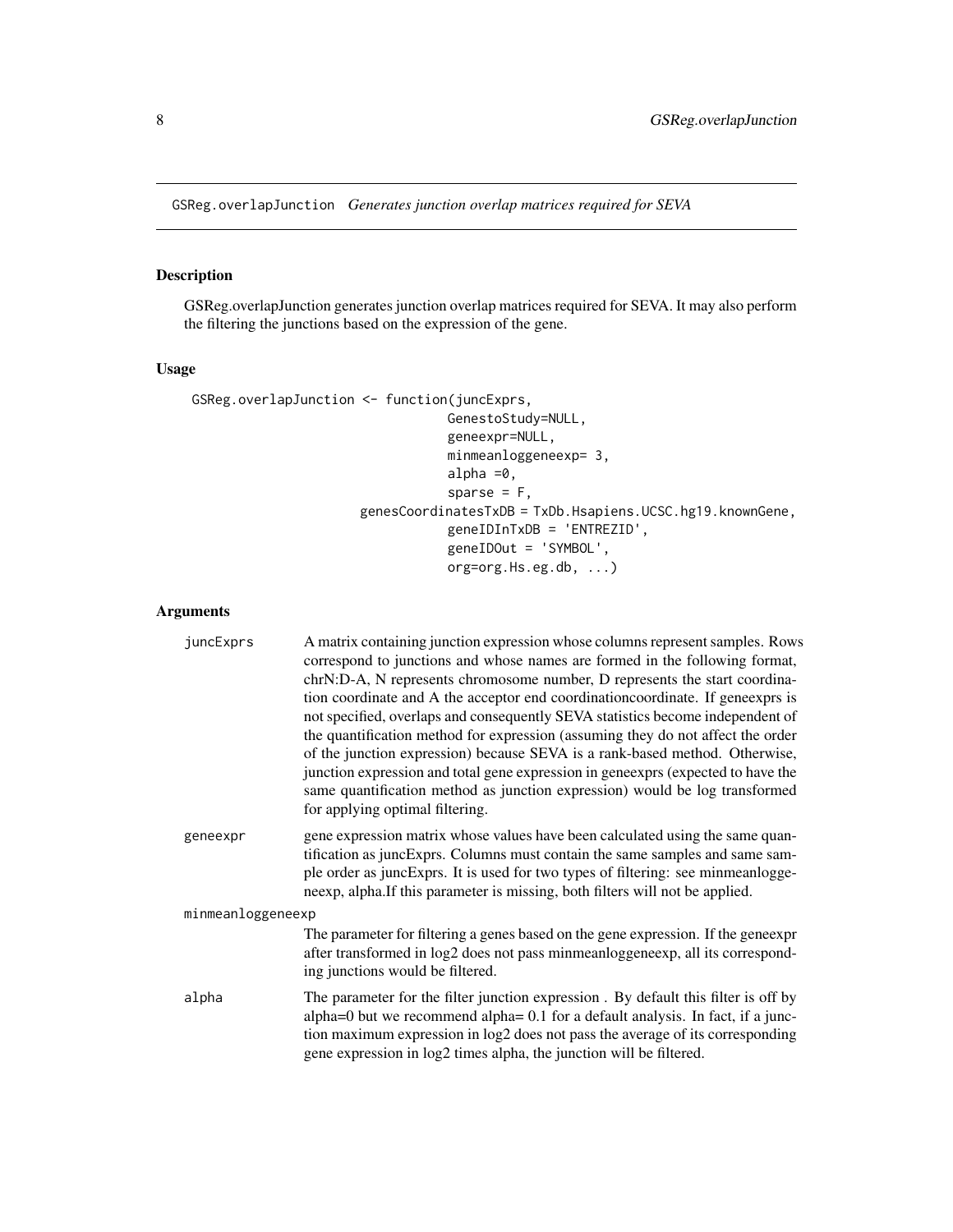GSReg.overlapJunction *Generates junction overlap matrices required for SEVA*

## Description

GSReg.overlapJunction generates junction overlap matrices required for SEVA. It may also perform the filtering the junctions based on the expression of the gene.

## Usage

```
GSReg.overlapJunction <- function(juncExprs,
                                  GenestoStudy=NULL,
                                  geneexpr=NULL,
                                  minmeanloggeneexp= 3,
                                  alpha =0,
                                  sparse = F,
                         genesCoordinatesTxDB = TxDb.Hsapiens.UCSC.hg19.knownGene,
                                  geneIDInTxDB = 'ENTREZID',
                                  geneIDOut = 'SYMBOL',
                                  org=org.Hs.eg.db, ...)
```

## Arguments

`juncExprs` A matrix containing junction expression whose columns represent samples. Rows correspond to junctions and whose names are formed in the following format, chrN:D-A, N represents chromosome number, D represents the start coordination coordinate and A the acceptor end coordinationcoordinate. If geneexprs is not specified, overlaps and consequently SEVA statistics become independent of the quantification method for expression (assuming they do not affect the order of the junction expression) because SEVA is a rank-based method. Otherwise, junction expression and total gene expression in geneexprs (expected to have the same quantification method as junction expression) would be log transformed for applying optimal filtering.

`geneexpr` gene expression matrix whose values have been calculated using the same quantification as juncExprs. Columns must contain the same samples and same sample order as juncExprs. It is used for two types of filtering: see minmeanloggeneexp, alpha.If this parameter is missing, both filters will not be applied.

`minmeanloggeneexp` The parameter for filtering a genes based on the gene expression. If the geneexpr after transformed in log2 does not pass minmeanloggeneexp, all its corresponding junctions would be filtered.

`alpha` The parameter for the filter junction expression . By default this filter is off by alpha=0 but we recommend alpha= 0.1 for a default analysis. In fact, if a junction maximum expression in log2 does not pass the average of its corresponding gene expression in log2 times alpha, the junction will be filtered.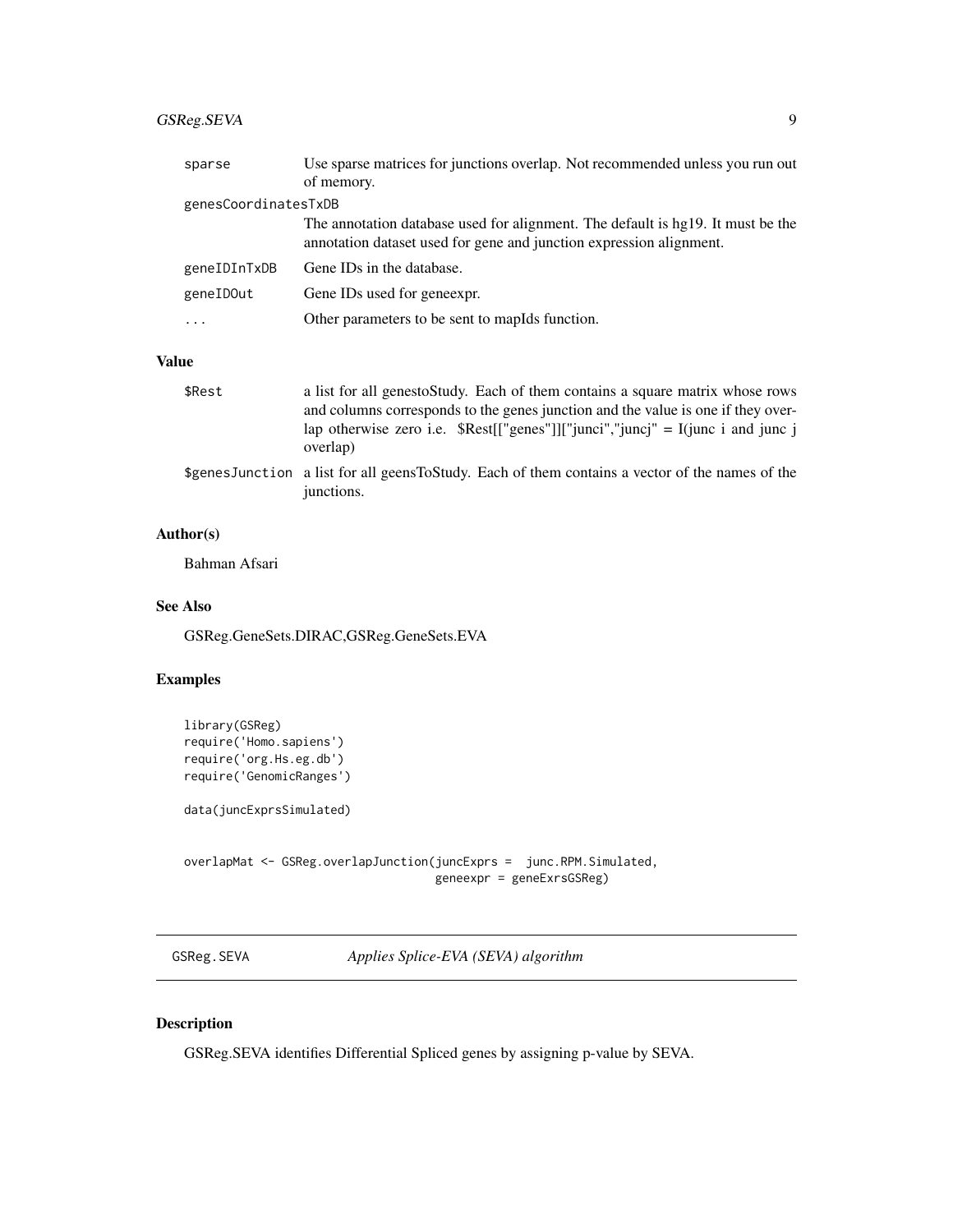| | |
|---|---|
| `sparse` | Use sparse matrices for junctions overlap. Not recommended unless you run out of memory. |
| `genesCoordinatesTxDB` | The annotation database used for alignment. The default is hg19. It must be the annotation dataset used for gene and junction expression alignment. |
| `geneIDInTxDB` | Gene IDs in the database. |
| `geneIDOut` | Gene IDs used for geneexpr. |
| `...` | Other parameters to be sent to mapIds function. |

### Value

| | |
|---|---|
| `$Rest` | a list for all genestoStudy. Each of them contains a square matrix whose rows and columns corresponds to the genes junction and the value is one if they overlap otherwise zero i.e. $Rest[["genes"]]["junci","juncj" = I(junc i and junc j overlap) |
| `$genesJunction` | a list for all geensToStudy. Each of them contains a vector of the names of the junctions. |

### Author(s)

Bahman Afsari

### See Also

GSReg.GeneSets.DIRAC,GSReg.GeneSets.EVA

### Examples

```
library(GSReg)
require('Homo.sapiens')
require('org.Hs.eg.db')
require('GenomicRanges')

data(juncExprsSimulated)


overlapMat <- GSReg.overlapJunction(juncExprs =  junc.RPM.Simulated,
                                    geneexpr = geneExrsGSReg)
```

---

## GSReg.SEVA *Applies Splice-EVA (SEVA) algorithm*

---

### Description

GSReg.SEVA identifies Differential Spliced genes by assigning p-value by SEVA.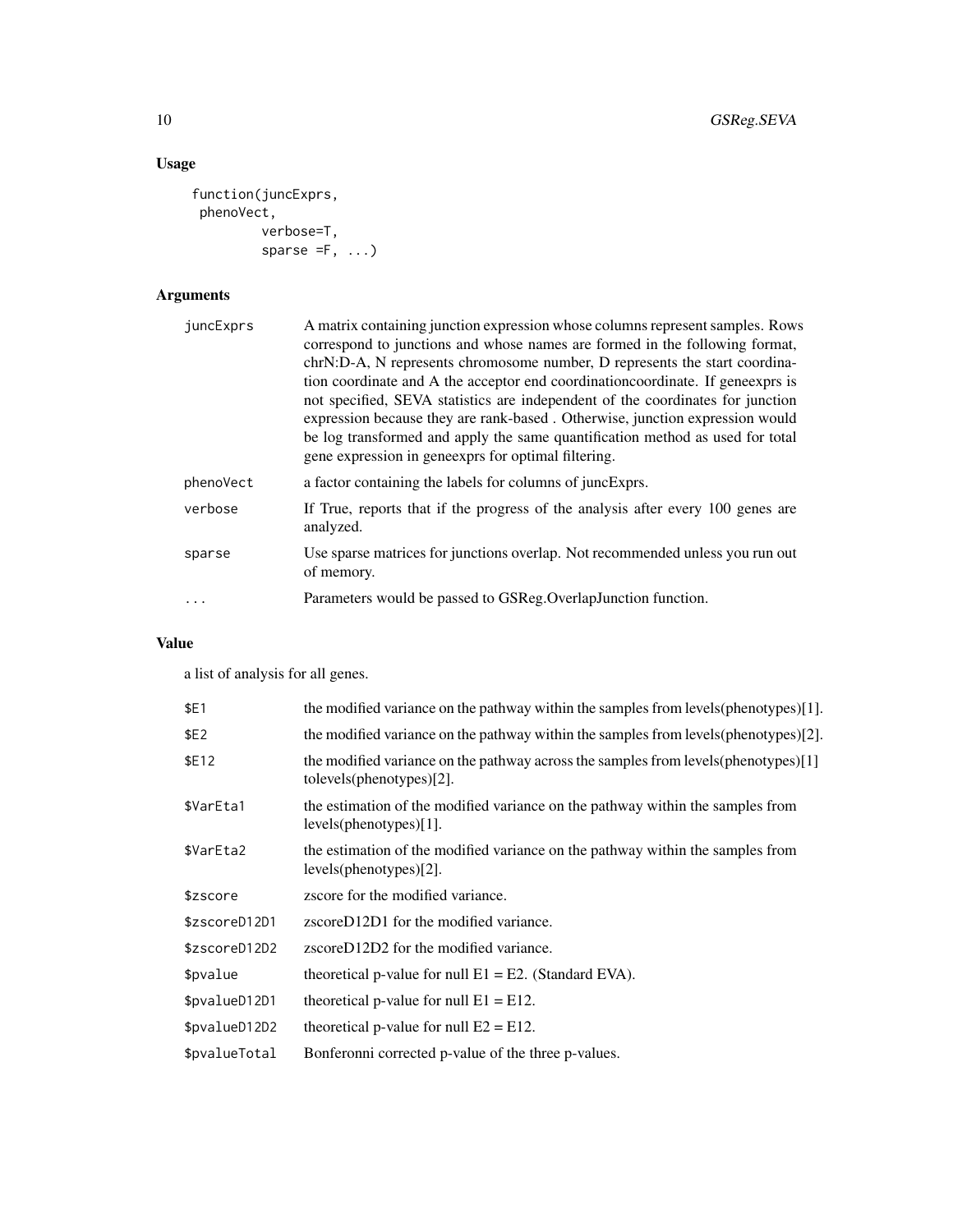## Usage

```
function(juncExprs,
 phenoVect,
         verbose=T,
         sparse =F, ...)
```

## Arguments

| | |
|---|---|
| juncExprs | A matrix containing junction expression whose columns represent samples. Rows correspond to junctions and whose names are formed in the following format, chrN:D-A, N represents chromosome number, D represents the start coordination coordinate and A the acceptor end coordinationcoordinate. If geneexprs is not specified, SEVA statistics are independent of the coordinates for junction expression because they are rank-based . Otherwise, junction expression would be log transformed and apply the same quantification method as used for total gene expression in geneexprs for optimal filtering. |
| phenoVect | a factor containing the labels for columns of juncExprs. |
| verbose | If True, reports that if the progress of the analysis after every 100 genes are analyzed. |
| sparse | Use sparse matrices for junctions overlap. Not recommended unless you run out of memory. |
| ... | Parameters would be passed to GSReg.OverlapJunction function. |

## Value

a list of analysis for all genes.

| | |
|---|---|
| $E1 | the modified variance on the pathway within the samples from levels(phenotypes)[1]. |
| $E2 | the modified variance on the pathway within the samples from levels(phenotypes)[2]. |
| $E12 | the modified variance on the pathway across the samples from levels(phenotypes)[1] tolevels(phenotypes)[2]. |
| $VarEta1 | the estimation of the modified variance on the pathway within the samples from levels(phenotypes)[1]. |
| $VarEta2 | the estimation of the modified variance on the pathway within the samples from levels(phenotypes)[2]. |
| $zscore | zscore for the modified variance. |
| $zscoreD12D1 | zscoreD12D1 for the modified variance. |
| $zscoreD12D2 | zscoreD12D2 for the modified variance. |
| $pvalue | theoretical p-value for null E1 = E2. (Standard EVA). |
| $pvalueD12D1 | theoretical p-value for null E1 = E12. |
| $pvalueD12D2 | theoretical p-value for null E2 = E12. |
| $pvalueTotal | Bonferonni corrected p-value of the three p-values. |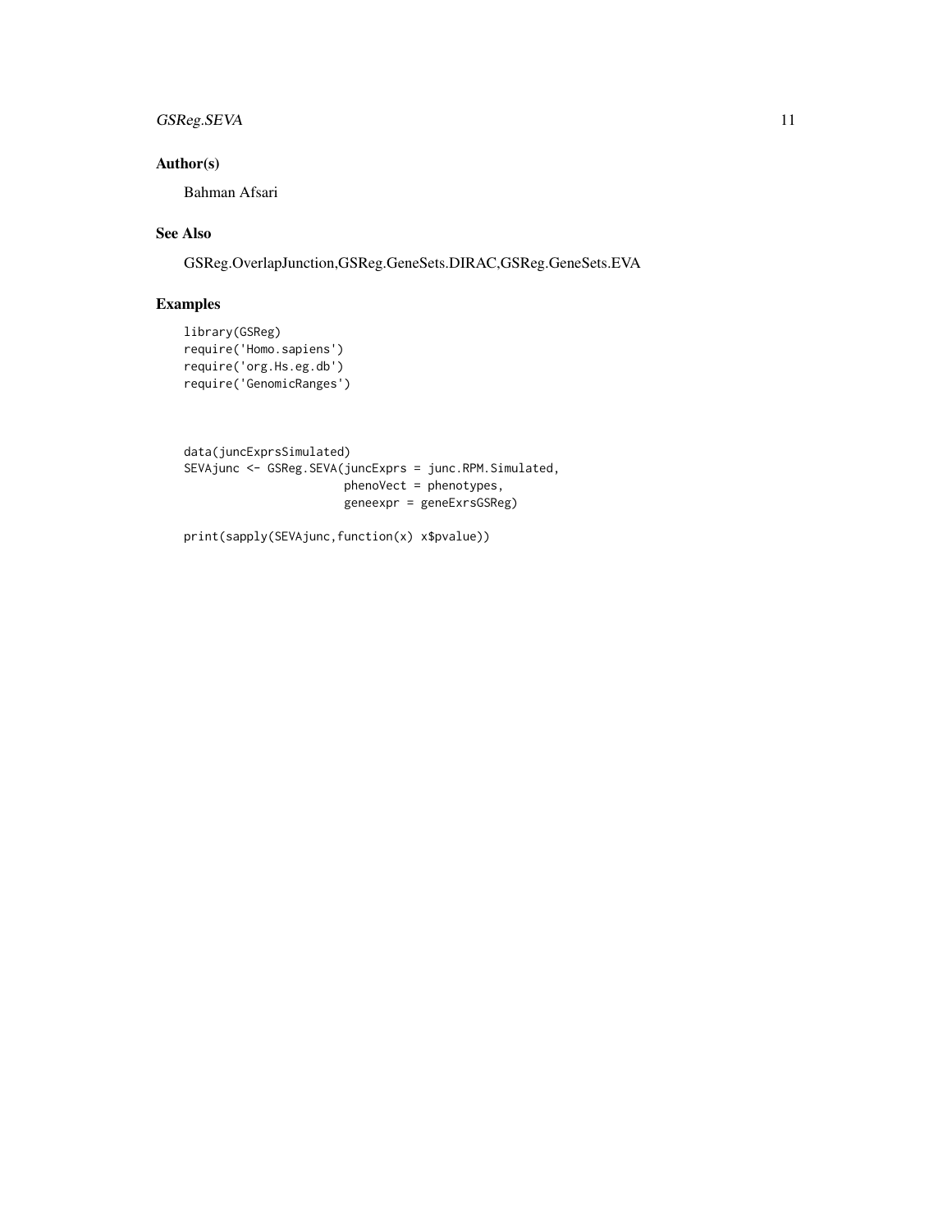## Author(s)

Bahman Afsari

## See Also

GSReg.OverlapJunction,GSReg.GeneSets.DIRAC,GSReg.GeneSets.EVA

## Examples

```
library(GSReg)
require('Homo.sapiens')
require('org.Hs.eg.db')
require('GenomicRanges')



data(juncExprsSimulated)
SEVAjunc <- GSReg.SEVA(juncExprs = junc.RPM.Simulated,
                       phenoVect = phenotypes,
                       geneexpr = geneExrsGSReg)

print(sapply(SEVAjunc,function(x) x$pvalue))
```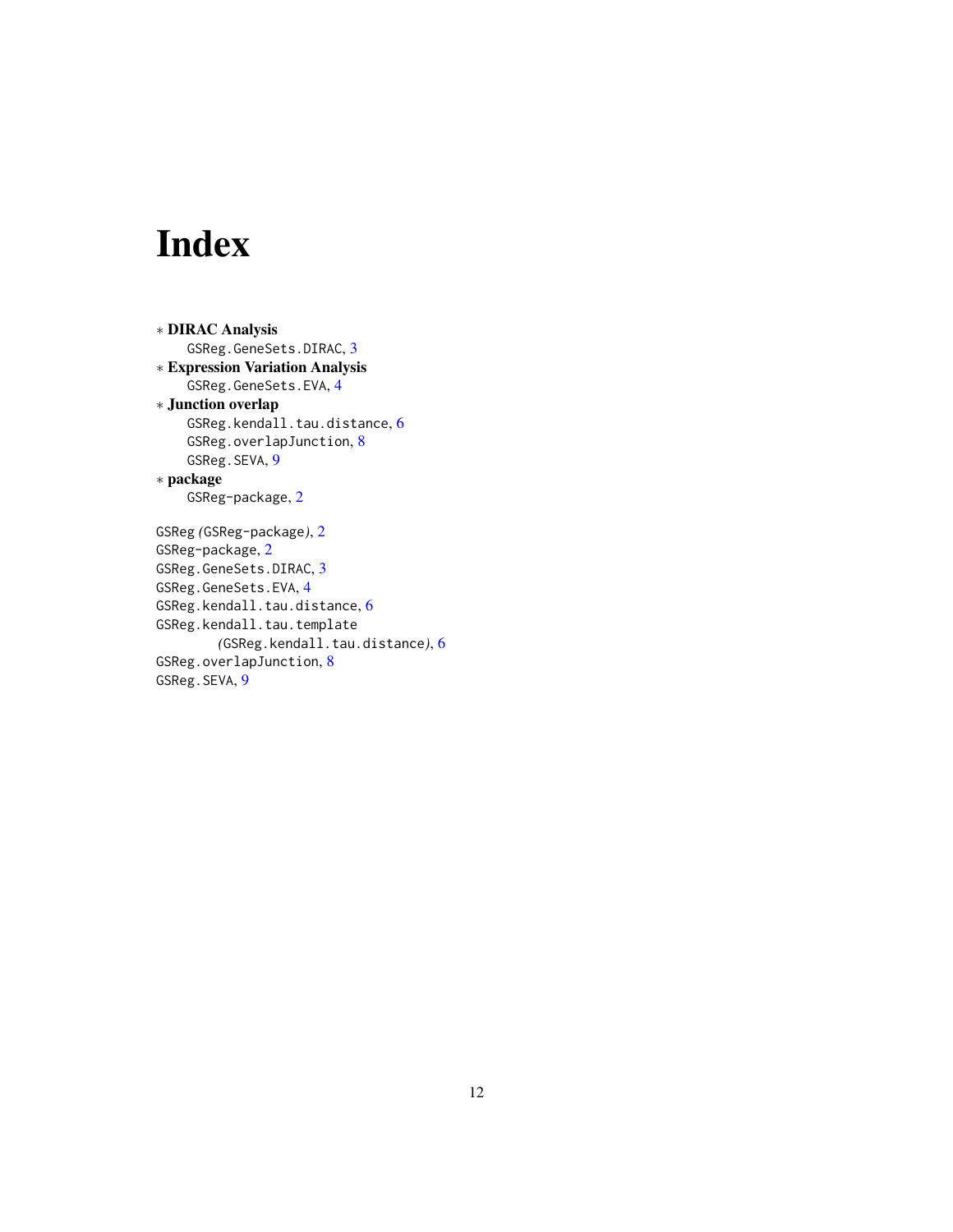# Index

∗ **DIRAC Analysis**
    GSReg.GeneSets.DIRAC, 3
∗ **Expression Variation Analysis**
    GSReg.GeneSets.EVA, 4
∗ **Junction overlap**
    GSReg.kendall.tau.distance, 6
    GSReg.overlapJunction, 8
    GSReg.SEVA, 9
∗ **package**
    GSReg-package, 2

GSReg *(*GSReg-package*)*, 2
GSReg-package, 2
GSReg.GeneSets.DIRAC, 3
GSReg.GeneSets.EVA, 4
GSReg.kendall.tau.distance, 6
GSReg.kendall.tau.template
        *(*GSReg.kendall.tau.distance*)*, 6
GSReg.overlapJunction, 8
GSReg.SEVA, 9